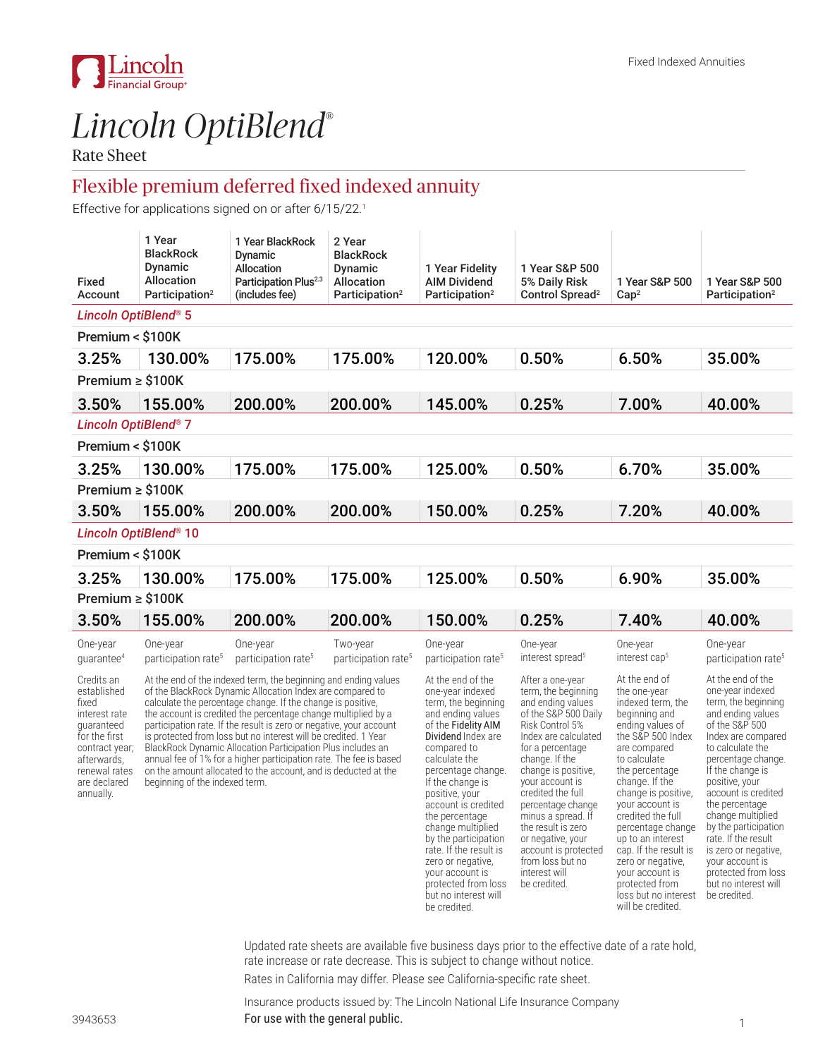# Lincoln OptiBlend®

Rate Sheet

## Flexible premium deferred fixed indexed annuity

Effective for applications signed on or after 6/15/22.[1]

| Fixed Account | 1 Year BlackRock Dynamic Allocation Participation[2] | 1 Year BlackRock Dynamic Allocation Participation Plus[2,3] (includes fee) | 2 Year BlackRock Dynamic Allocation Participation[2] | 1 Year Fidelity AIM Dividend Participation[2] | 1 Year S&P 500 5% Daily Risk Control Spread[2] | 1 Year S&P 500 Cap[2] | 1 Year S&P 500 Participation[2] |
|---|---|---|---|---|---|---|---|
| ***Lincoln OptiBlend® 5*** | | | | | | | |
| Premium < $100K | | | | | | | |
| 3.25% | 130.00% | 175.00% | 175.00% | 120.00% | 0.50% | 6.50% | 35.00% |
| Premium ≥ $100K | | | | | | | |
| 3.50% | 155.00% | 200.00% | 200.00% | 145.00% | 0.25% | 7.00% | 40.00% |
| ***Lincoln OptiBlend® 7*** | | | | | | | |
| Premium < $100K | | | | | | | |
| 3.25% | 130.00% | 175.00% | 175.00% | 125.00% | 0.50% | 6.70% | 35.00% |
| Premium ≥ $100K | | | | | | | |
| 3.50% | 155.00% | 200.00% | 200.00% | 150.00% | 0.25% | 7.20% | 40.00% |
| ***Lincoln OptiBlend® 10*** | | | | | | | |
| Premium < $100K | | | | | | | |
| 3.25% | 130.00% | 175.00% | 175.00% | 125.00% | 0.50% | 6.90% | 35.00% |
| Premium ≥ $100K | | | | | | | |
| 3.50% | 155.00% | 200.00% | 200.00% | 150.00% | 0.25% | 7.40% | 40.00% |
| One-year guarantee[4] | One-year participation rate[5] | One-year participation rate[5] | Two-year participation rate[5] | One-year participation rate[5] | One-year interest spread[5] | One-year interest cap[5] | One-year participation rate[5] |

**Fixed Account:** Credits an established fixed interest rate guaranteed for the first contract year; afterwards, renewal rates are declared annually.

**BlackRock Dynamic Allocation:** At the end of the indexed term, the beginning and ending values of the BlackRock Dynamic Allocation Index are compared to calculate the percentage change. If the change is positive, the account is credited the percentage change multiplied by a participation rate. If the result is zero or negative, your account is protected from loss but no interest will be credited. 1 Year BlackRock Dynamic Allocation Participation Plus includes an annual fee of 1% for a higher participation rate. The fee is based on the amount allocated to the account, and is deducted at the beginning of the indexed term.

**1 Year Fidelity AIM Dividend Participation:** At the end of the one-year indexed term, the beginning and ending values of the **Fidelity AIM Dividend** Index are compared to calculate the percentage change. If the change is positive, your account is credited the percentage change multiplied by the participation rate. If the result is zero or negative, your account is protected from loss but no interest will be credited.

**1 Year S&P 500 5% Daily Risk Control Spread:** After a one-year term, the beginning and ending values of the S&P 500 Daily Risk Control 5% Index are calculated for a percentage change. If the change is positive, your account is credited the full percentage change minus a spread. If the result is zero or negative, your account is protected from loss but no interest will be credited.

**1 Year S&P 500 Cap:** At the end of the one-year indexed term, the beginning and ending values of the S&P 500 Index are compared to calculate the percentage change. If the change is positive, your account is credited the full percentage change up to an interest cap. If the result is zero or negative, your account is protected from loss but no interest will be credited.

**1 Year S&P 500 Participation:** At the end of the one-year indexed term, the beginning and ending values of the S&P 500 Index are compared to calculate the percentage change. If the change is positive, your account is credited the percentage change multiplied by the participation rate. If the result is zero or negative, your account is protected from loss but no interest will be credited.

Updated rate sheets are available five business days prior to the effective date of a rate hold, rate increase or rate decrease. This is subject to change without notice.

Rates in California may differ. Please see California-specific rate sheet.

Insurance products issued by: The Lincoln National Life Insurance Company

For use with the general public.

3943653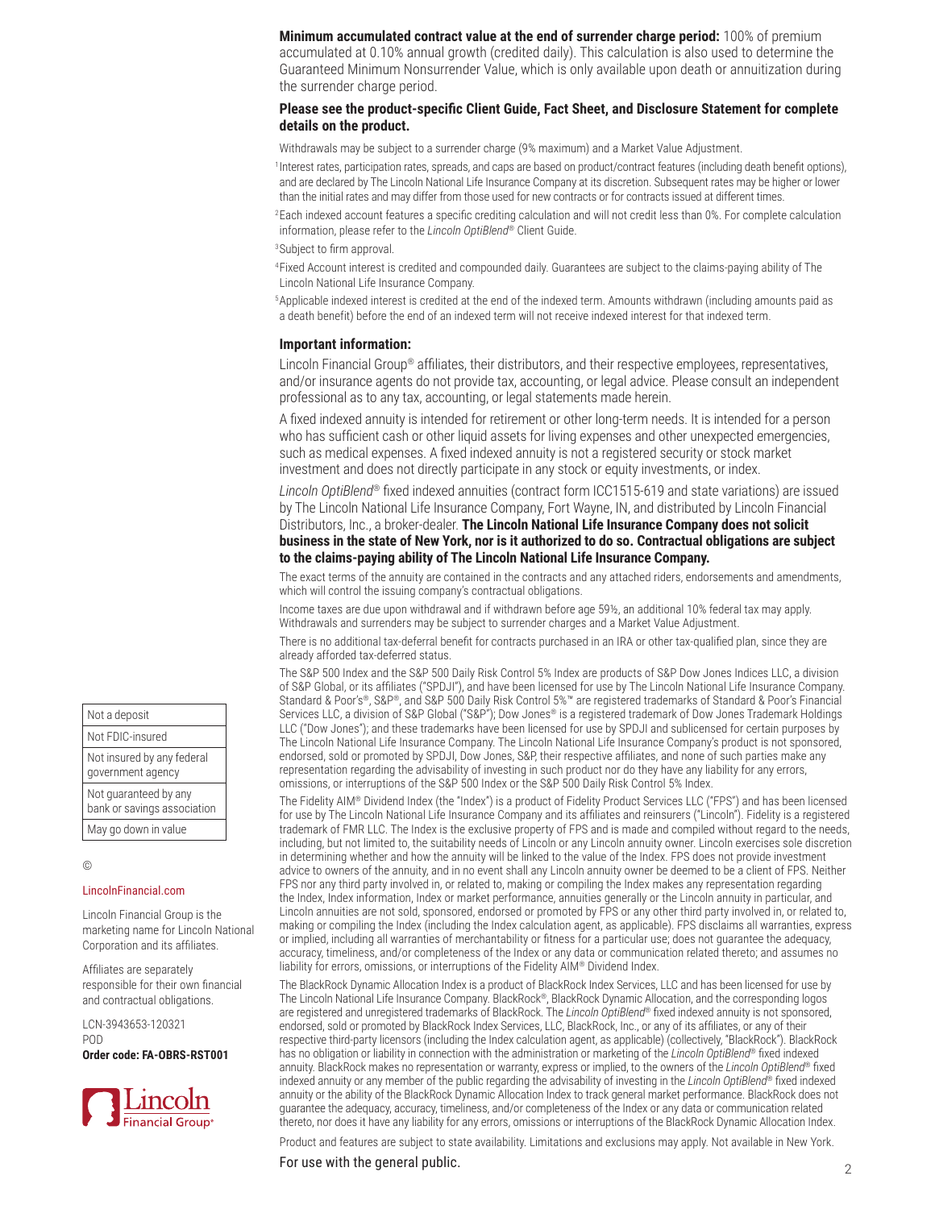**Minimum accumulated contract value at the end of surrender charge period:** 100% of premium accumulated at 0.10% annual growth (credited daily). This calculation is also used to determine the Guaranteed Minimum Nonsurrender Value, which is only available upon death or annuitization during the surrender charge period.

**Please see the product-specific Client Guide, Fact Sheet, and Disclosure Statement for complete details on the product.**

Withdrawals may be subject to a surrender charge (9% maximum) and a Market Value Adjustment.

[1] Interest rates, participation rates, spreads, and caps are based on product/contract features (including death benefit options), and are declared by The Lincoln National Life Insurance Company at its discretion. Subsequent rates may be higher or lower than the initial rates and may differ from those used for new contracts or for contracts issued at different times.

[2] Each indexed account features a specific crediting calculation and will not credit less than 0%. For complete calculation information, please refer to the *Lincoln OptiBlend®* Client Guide.

[3] Subject to firm approval.

[4] Fixed Account interest is credited and compounded daily. Guarantees are subject to the claims-paying ability of The Lincoln National Life Insurance Company.

[5] Applicable indexed interest is credited at the end of the indexed term. Amounts withdrawn (including amounts paid as a death benefit) before the end of an indexed term will not receive indexed interest for that indexed term.

**Important information:**

Lincoln Financial Group® affiliates, their distributors, and their respective employees, representatives, and/or insurance agents do not provide tax, accounting, or legal advice. Please consult an independent professional as to any tax, accounting, or legal statements made herein.

A fixed indexed annuity is intended for retirement or other long-term needs. It is intended for a person who has sufficient cash or other liquid assets for living expenses and other unexpected emergencies, such as medical expenses. A fixed indexed annuity is not a registered security or stock market investment and does not directly participate in any stock or equity investments, or index.

*Lincoln OptiBlend®* fixed indexed annuities (contract form ICC1515-619 and state variations) are issued by The Lincoln National Life Insurance Company, Fort Wayne, IN, and distributed by Lincoln Financial Distributors, Inc., a broker-dealer. **The Lincoln National Life Insurance Company does not solicit business in the state of New York, nor is it authorized to do so. Contractual obligations are subject to the claims-paying ability of The Lincoln National Life Insurance Company.**

The exact terms of the annuity are contained in the contracts and any attached riders, endorsements and amendments, which will control the issuing company's contractual obligations.

Income taxes are due upon withdrawal and if withdrawn before age 59½, an additional 10% federal tax may apply. Withdrawals and surrenders may be subject to surrender charges and a Market Value Adjustment.

There is no additional tax-deferral benefit for contracts purchased in an IRA or other tax-qualified plan, since they are already afforded tax-deferred status.

The S&P 500 Index and the S&P 500 Daily Risk Control 5% Index are products of S&P Dow Jones Indices LLC, a division of S&P Global, or its affiliates ("SPDJI"), and have been licensed for use by The Lincoln National Life Insurance Company. Standard & Poor's®, S&P®, and S&P 500 Daily Risk Control 5%™ are registered trademarks of Standard & Poor's Financial Services LLC, a division of S&P Global ("S&P"); Dow Jones® is a registered trademark of Dow Jones Trademark Holdings LLC ("Dow Jones"); and these trademarks have been licensed for use by SPDJI and sublicensed for certain purposes by The Lincoln National Life Insurance Company. The Lincoln National Life Insurance Company's product is not sponsored, endorsed, sold or promoted by SPDJI, Dow Jones, S&P, their respective affiliates, and none of such parties make any representation regarding the advisability of investing in such product nor do they have any liability for any errors, omissions, or interruptions of the S&P 500 Index or the S&P 500 Daily Risk Control 5% Index.

The Fidelity AIM® Dividend Index (the "Index") is a product of Fidelity Product Services LLC ("FPS") and has been licensed for use by The Lincoln National Life Insurance Company and its affiliates and reinsurers ("Lincoln"). Fidelity is a registered trademark of FMR LLC. The Index is the exclusive property of FPS and is made and compiled without regard to the needs, including, but not limited to, the suitability needs of Lincoln or any Lincoln annuity owner. Lincoln exercises sole discretion in determining whether and how the annuity will be linked to the value of the Index. FPS does not provide investment advice to owners of the annuity, and in no event shall any Lincoln annuity owner be deemed to be a client of FPS. Neither FPS nor any third party involved in, or related to, making or compiling the Index makes any representation regarding the Index, Index information, Index or market performance, annuities generally or the Lincoln annuity in particular, and Lincoln annuities are not sold, sponsored, endorsed or promoted by FPS or any other third party involved in, or related to, making or compiling the Index (including the Index calculation agent, as applicable). FPS disclaims all warranties, express or implied, including all warranties of merchantability or fitness for a particular use; does not guarantee the adequacy, accuracy, timeliness, and/or completeness of the Index or any data or communication related thereto; and assumes no liability for errors, omissions, or interruptions of the Fidelity AIM® Dividend Index.

The BlackRock Dynamic Allocation Index is a product of BlackRock Index Services, LLC and has been licensed for use by The Lincoln National Life Insurance Company. BlackRock®, BlackRock Dynamic Allocation, and the corresponding logos are registered and unregistered trademarks of BlackRock. The *Lincoln OptiBlend®* fixed indexed annuity is not sponsored, endorsed, sold or promoted by BlackRock Index Services, LLC, BlackRock, Inc., or any of its affiliates, or any of their respective third-party licensors (including the Index calculation agent, as applicable) (collectively, "BlackRock"). BlackRock has no obligation or liability in connection with the administration or marketing of the *Lincoln OptiBlend®* fixed indexed annuity. BlackRock makes no representation or warranty, express or implied, to the owners of the *Lincoln OptiBlend®* fixed indexed annuity or any member of the public regarding the advisability of investing in the *Lincoln OptiBlend®* fixed indexed annuity or the ability of the BlackRock Dynamic Allocation Index to track general market performance. BlackRock does not guarantee the adequacy, accuracy, timeliness, and/or completeness of the Index or any data or communication related thereto, nor does it have any liability for any errors, omissions or interruptions of the BlackRock Dynamic Allocation Index.

Product and features are subject to state availability. Limitations and exclusions may apply. Not available in New York.

For use with the general public.

| |
|---|
| Not a deposit |
| Not FDIC-insured |
| Not insured by any federal government agency |
| Not guaranteed by any bank or savings association |
| May go down in value |

©

LincolnFinancial.com

Lincoln Financial Group is the marketing name for Lincoln National Corporation and its affiliates.

Affiliates are separately responsible for their own financial and contractual obligations.

LCN-3943653-120321
POD
**Order code: FA-OBRS-RST001**

Lincoln Financial Group®